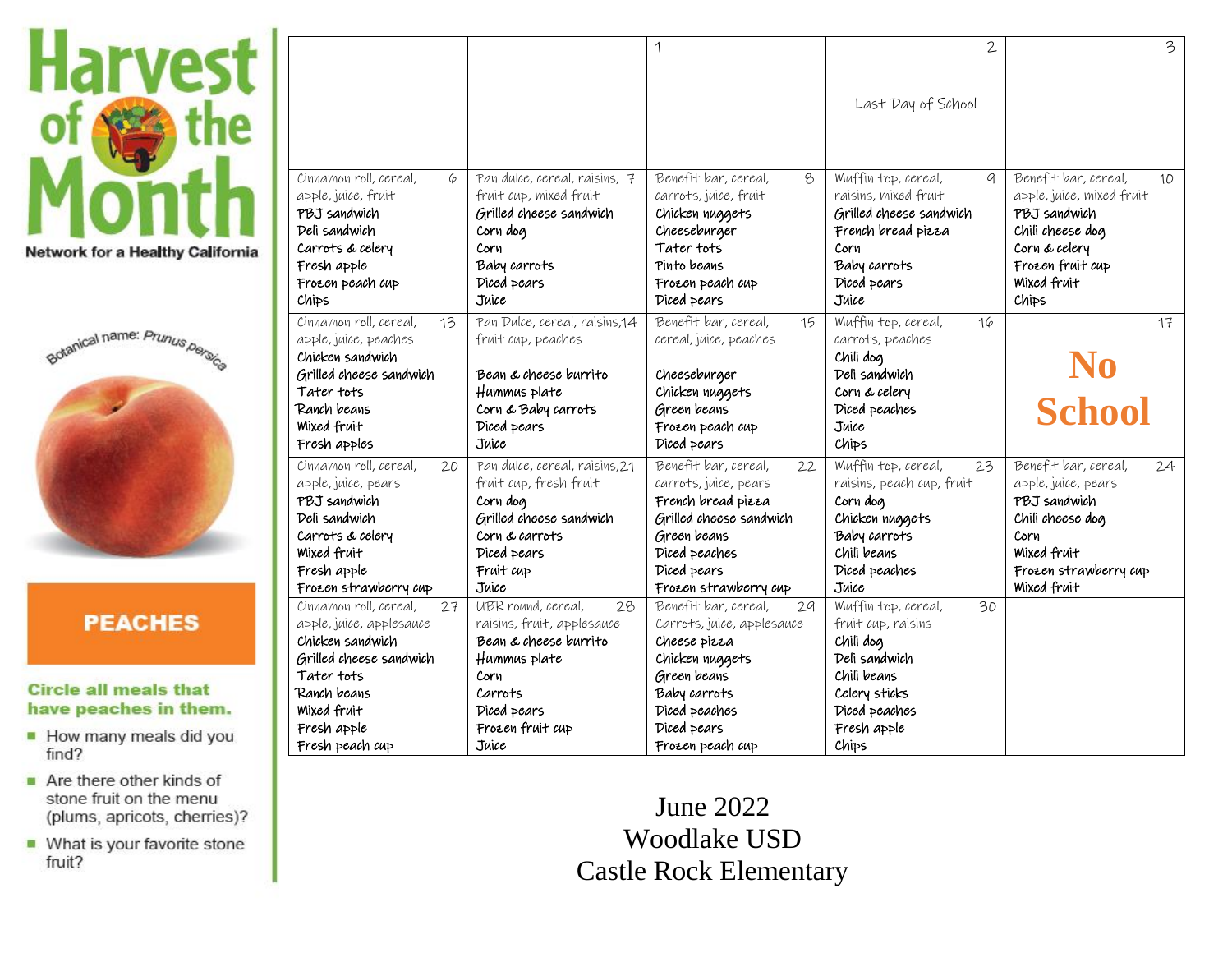# Harvest of the Month

**Network for a Healthy California**

Botanical name: *Prunus persica*

## PEACHES

**Circle all meals that have peaches in them.**

- How many meals did you find?
- Are there other kinds of stone fruit on the menu (plums, apricots, cherries)?
- What is your favorite stone fruit?

| | | | | |
|---|---|---|---|---|
| | | 1 | 2<br>Last Day of School | 3 |
| 6<br>Cinnamon roll, cereal, apple, juice, fruit<br>PBJ sandwich<br>Deli sandwich<br>Carrots & celery<br>Fresh apple<br>Frozen peach cup<br>Chips | 7<br>Pan dulce, cereal, raisins, fruit cup, mixed fruit<br>Grilled cheese sandwich<br>Corn dog<br>Corn<br>Baby carrots<br>Diced pears<br>Juice | 8<br>Benefit bar, cereal, carrots, juice, fruit<br>Chicken nuggets<br>Cheeseburger<br>Tater tots<br>Pinto beans<br>Frozen peach cup<br>Diced pears | 9<br>Muffin top, cereal, raisins, mixed fruit<br>Grilled cheese sandwich<br>French bread pizza<br>Corn<br>Baby carrots<br>Diced pears<br>Juice | 10<br>Benefit bar, cereal, apple, juice, mixed fruit<br>PBJ sandwich<br>Chili cheese dog<br>Corn & celery<br>Frozen fruit cup<br>Mixed fruit<br>Chips |
| 13<br>Cinnamon roll, cereal, apple, juice, peaches<br>Chicken sandwich<br>Grilled cheese sandwich<br>Tater tots<br>Ranch beans<br>Mixed fruit<br>Fresh apples | 14<br>Pan Dulce, cereal, raisins, fruit cup, peaches<br>Bean & cheese burrito<br>Hummus plate<br>Corn & Baby carrots<br>Diced pears<br>Juice | 15<br>Benefit bar, cereal, cereal, juice, peaches<br>Cheeseburger<br>Chicken nuggets<br>Green beans<br>Frozen peach cup<br>Diced pears | 16<br>Muffin top, cereal, carrots, peaches<br>Chili dog<br>Deli sandwich<br>Corn & celery<br>Diced peaches<br>Juice<br>Chips | 17<br>**No School** |
| 20<br>Cinnamon roll, cereal, apple, juice, pears<br>PBJ sandwich<br>Deli sandwich<br>Carrots & celery<br>Mixed fruit<br>Fresh apple<br>Frozen strawberry cup | 21<br>Pan dulce, cereal, raisins, fruit cup, fresh fruit<br>Corn dog<br>Grilled cheese sandwich<br>Corn & carrots<br>Diced pears<br>Fruit cup<br>Juice | 22<br>Benefit bar, cereal, carrots, juice, pears<br>French bread pizza<br>Grilled cheese sandwich<br>Green beans<br>Diced peaches<br>Diced pears<br>Frozen strawberry cup | 23<br>Muffin top, cereal, raisins, peach cup, fruit<br>Corn dog<br>Chicken nuggets<br>Baby carrots<br>Chili beans<br>Diced peaches<br>Juice | 24<br>Benefit bar, cereal, apple, juice, pears<br>PBJ sandwich<br>Chili cheese dog<br>Corn<br>Mixed fruit<br>Frozen strawberry cup<br>Mixed fruit |
| 27<br>Cinnamon roll, cereal, apple, juice, applesauce<br>Chicken sandwich<br>Grilled cheese sandwich<br>Tater tots<br>Ranch beans<br>Mixed fruit<br>Fresh apple<br>Fresh peach cup | 28<br>UBR round, cereal, raisins, fruit, applesauce<br>Bean & cheese burrito<br>Hummus plate<br>Corn<br>Carrots<br>Diced pears<br>Frozen fruit cup<br>Juice | 29<br>Benefit bar, cereal, Carrots, juice, applesauce<br>Cheese pizza<br>Chicken nuggets<br>Green beans<br>Baby carrots<br>Diced peaches<br>Diced pears<br>Frozen peach cup | 30<br>Muffin top, cereal, fruit cup, raisins<br>Chili dog<br>Deli sandwich<br>Chili beans<br>Celery sticks<br>Diced peaches<br>Fresh apple<br>Chips | |

June 2022
Woodlake USD
Castle Rock Elementary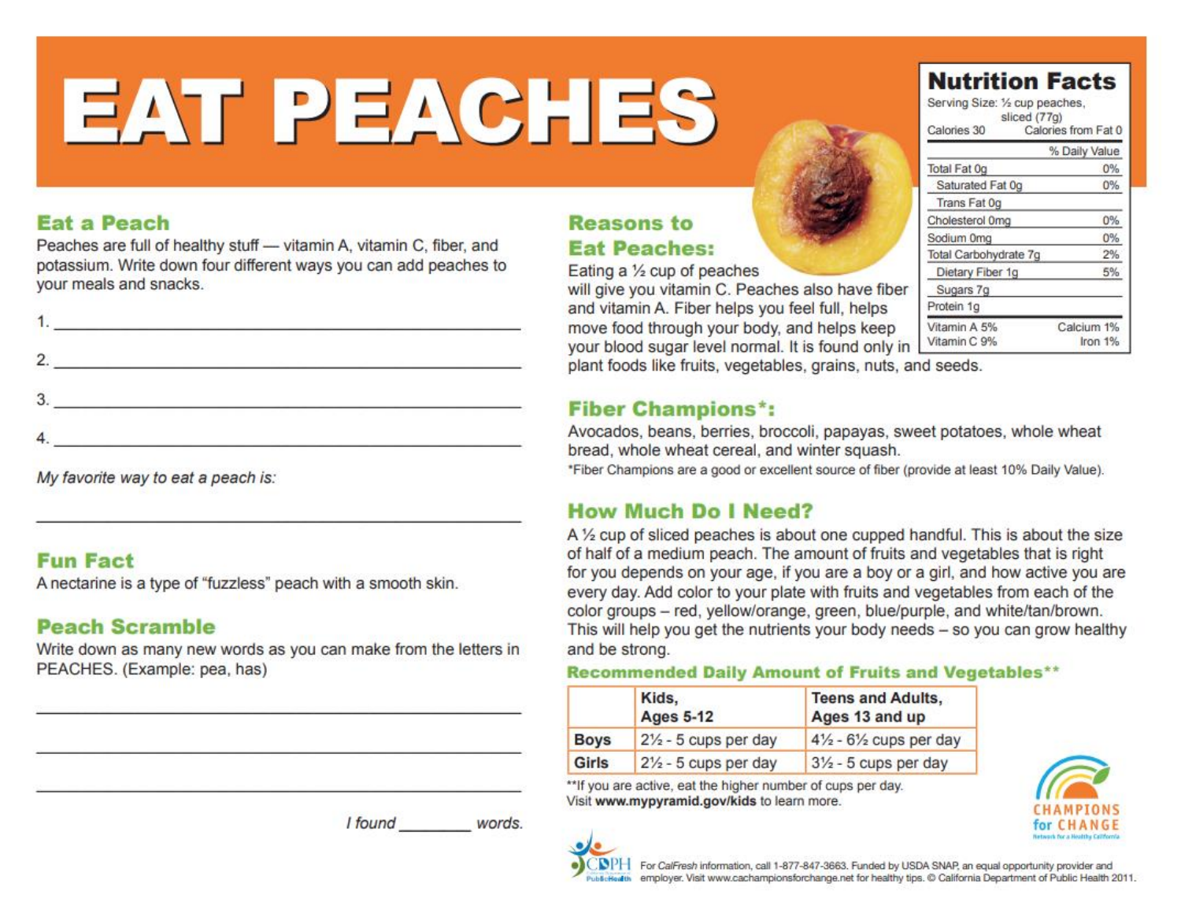# EAT PEACHES

## Eat a Peach

Peaches are full of healthy stuff — vitamin A, vitamin C, fiber, and potassium. Write down four different ways you can add peaches to your meals and snacks.

1. ______________________________
2. ______________________________
3. ______________________________
4. ______________________________

*My favorite way to eat a peach is:*

______________________________

## Fun Fact

A nectarine is a type of "fuzzless" peach with a smooth skin.

## Peach Scramble

Write down as many new words as you can make from the letters in PEACHES. (Example: pea, has)

______________________________

______________________________

______________________________

*I found* ________ *words.*

## Nutrition Facts

Serving Size: ½ cup peaches, sliced (77g)

Calories 30 Calories from Fat 0

| | % Daily Value |
|---|---|
| Total Fat 0g | 0% |
| Saturated Fat 0g | 0% |
| Trans Fat 0g | |
| Cholesterol 0mg | 0% |
| Sodium 0mg | 0% |
| Total Carbohydrate 7g | 2% |
| Dietary Fiber 1g | 5% |
| Sugars 7g | |
| Protein 1g | |
| Vitamin A 5% | Calcium 1% |
| Vitamin C 9% | Iron 1% |

## Reasons to Eat Peaches:

Eating a ½ cup of peaches will give you vitamin C. Peaches also have fiber and vitamin A. Fiber helps you feel full, helps move food through your body, and helps keep your blood sugar level normal. It is found only in plant foods like fruits, vegetables, grains, nuts, and seeds.

## Fiber Champions*:

Avocados, beans, berries, broccoli, papayas, sweet potatoes, whole wheat bread, whole wheat cereal, and winter squash.

*Fiber Champions are a good or excellent source of fiber (provide at least 10% Daily Value).

## How Much Do I Need?

A ½ cup of sliced peaches is about one cupped handful. This is about the size of half of a medium peach. The amount of fruits and vegetables that is right for you depends on your age, if you are a boy or a girl, and how active you are every day. Add color to your plate with fruits and vegetables from each of the color groups – red, yellow/orange, green, blue/purple, and white/tan/brown. This will help you get the nutrients your body needs – so you can grow healthy and be strong.

### Recommended Daily Amount of Fruits and Vegetables**

| | Kids, Ages 5-12 | Teens and Adults, Ages 13 and up |
|---|---|---|
| **Boys** | 2½ - 5 cups per day | 4½ - 6½ cups per day |
| **Girls** | 2½ - 5 cups per day | 3½ - 5 cups per day |

**If you are active, eat the higher number of cups per day.
Visit **www.mypyramid.gov/kids** to learn more.

CHAMPIONS for CHANGE
Network for a Healthy California

For *CalFresh* information, call 1-877-847-3663. Funded by USDA SNAP, an equal opportunity provider and employer. Visit www.cachampionsforchange.net for healthy tips. © California Department of Public Health 2011.